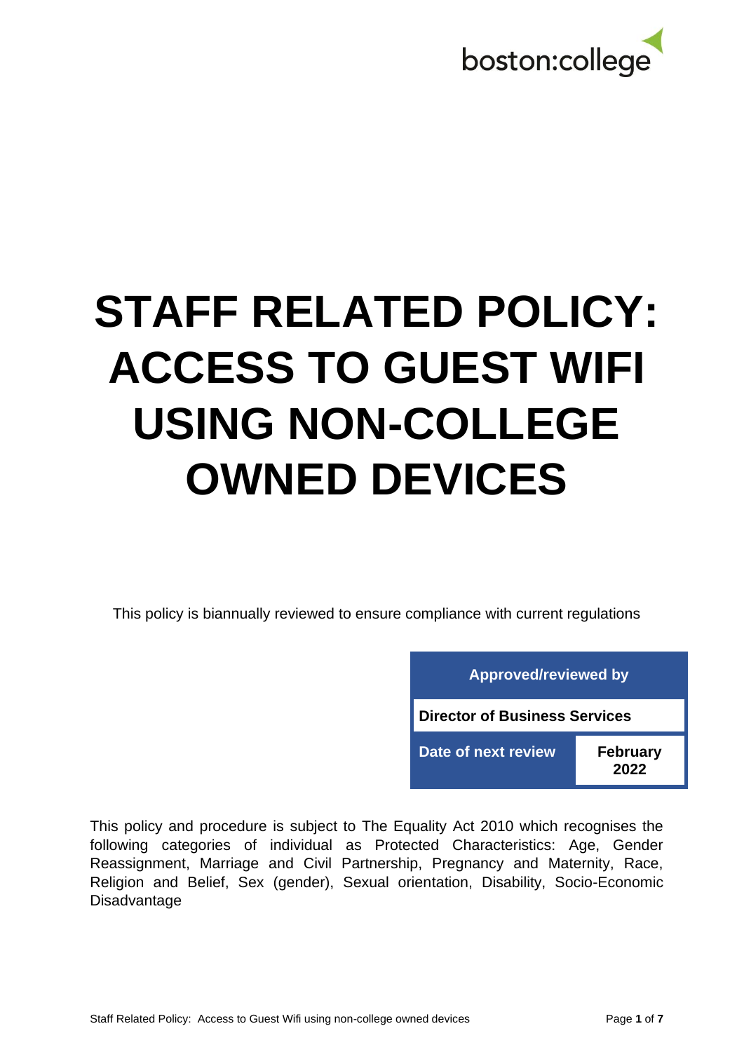boston:college

# STAFF RELATED POLICY: ACCESS TO GUEST WIFI USING NON-COLLEGE OWNED DEVICES

This policy is biannually reviewed to ensure compliance with current regulations

| Approved/reviewed by | |
|---|---|
| **Director of Business Services** | |
| **Date of next review** | **February 2022** |

This policy and procedure is subject to The Equality Act 2010 which recognises the following categories of individual as Protected Characteristics: Age, Gender Reassignment, Marriage and Civil Partnership, Pregnancy and Maternity, Race, Religion and Belief, Sex (gender), Sexual orientation, Disability, Socio-Economic Disadvantage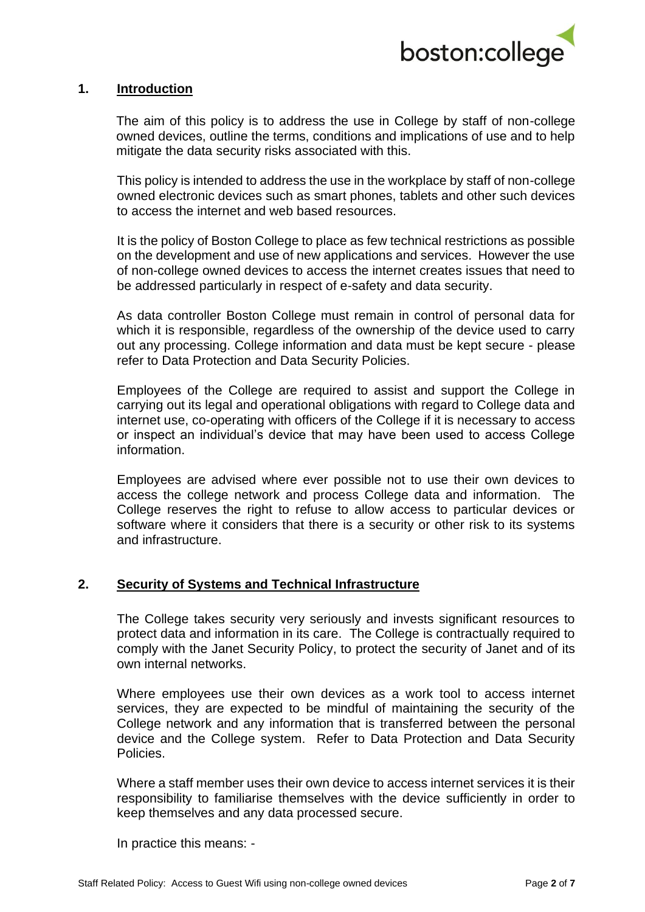## 1. Introduction

The aim of this policy is to address the use in College by staff of non-college owned devices, outline the terms, conditions and implications of use and to help mitigate the data security risks associated with this.

This policy is intended to address the use in the workplace by staff of non-college owned electronic devices such as smart phones, tablets and other such devices to access the internet and web based resources.

It is the policy of Boston College to place as few technical restrictions as possible on the development and use of new applications and services. However the use of non-college owned devices to access the internet creates issues that need to be addressed particularly in respect of e-safety and data security.

As data controller Boston College must remain in control of personal data for which it is responsible, regardless of the ownership of the device used to carry out any processing. College information and data must be kept secure - please refer to Data Protection and Data Security Policies.

Employees of the College are required to assist and support the College in carrying out its legal and operational obligations with regard to College data and internet use, co-operating with officers of the College if it is necessary to access or inspect an individual's device that may have been used to access College information.

Employees are advised where ever possible not to use their own devices to access the college network and process College data and information. The College reserves the right to refuse to allow access to particular devices or software where it considers that there is a security or other risk to its systems and infrastructure.

## 2. Security of Systems and Technical Infrastructure

The College takes security very seriously and invests significant resources to protect data and information in its care. The College is contractually required to comply with the Janet Security Policy, to protect the security of Janet and of its own internal networks.

Where employees use their own devices as a work tool to access internet services, they are expected to be mindful of maintaining the security of the College network and any information that is transferred between the personal device and the College system. Refer to Data Protection and Data Security Policies.

Where a staff member uses their own device to access internet services it is their responsibility to familiarise themselves with the device sufficiently in order to keep themselves and any data processed secure.

In practice this means: -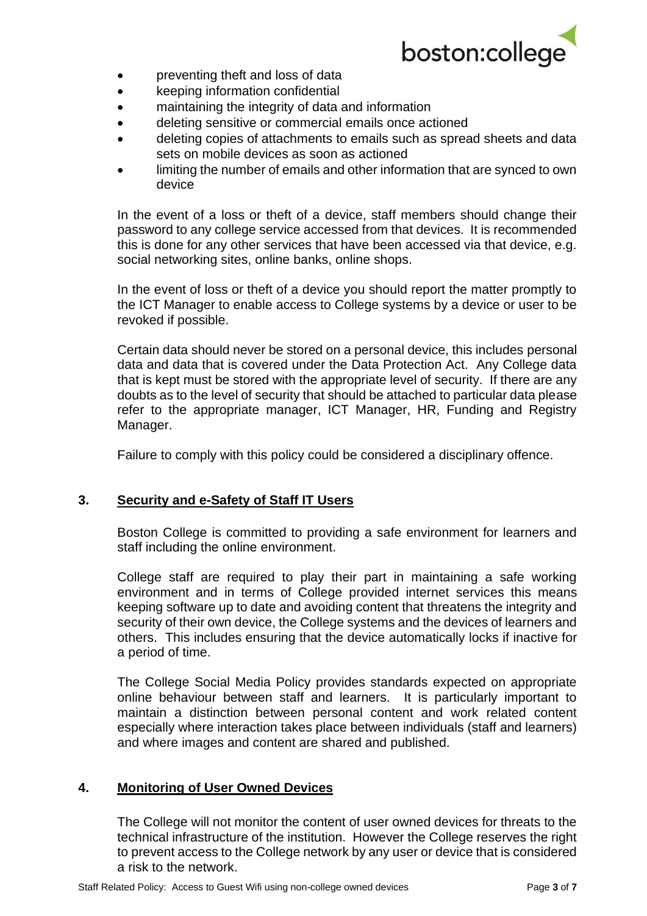- preventing theft and loss of data
- keeping information confidential
- maintaining the integrity of data and information
- deleting sensitive or commercial emails once actioned
- deleting copies of attachments to emails such as spread sheets and data sets on mobile devices as soon as actioned
- limiting the number of emails and other information that are synced to own device

In the event of a loss or theft of a device, staff members should change their password to any college service accessed from that devices. It is recommended this is done for any other services that have been accessed via that device, e.g. social networking sites, online banks, online shops.

In the event of loss or theft of a device you should report the matter promptly to the ICT Manager to enable access to College systems by a device or user to be revoked if possible.

Certain data should never be stored on a personal device, this includes personal data and data that is covered under the Data Protection Act. Any College data that is kept must be stored with the appropriate level of security. If there are any doubts as to the level of security that should be attached to particular data please refer to the appropriate manager, ICT Manager, HR, Funding and Registry Manager.

Failure to comply with this policy could be considered a disciplinary offence.

## 3. Security and e-Safety of Staff IT Users

Boston College is committed to providing a safe environment for learners and staff including the online environment.

College staff are required to play their part in maintaining a safe working environment and in terms of College provided internet services this means keeping software up to date and avoiding content that threatens the integrity and security of their own device, the College systems and the devices of learners and others. This includes ensuring that the device automatically locks if inactive for a period of time.

The College Social Media Policy provides standards expected on appropriate online behaviour between staff and learners. It is particularly important to maintain a distinction between personal content and work related content especially where interaction takes place between individuals (staff and learners) and where images and content are shared and published.

## 4. Monitoring of User Owned Devices

The College will not monitor the content of user owned devices for threats to the technical infrastructure of the institution. However the College reserves the right to prevent access to the College network by any user or device that is considered a risk to the network.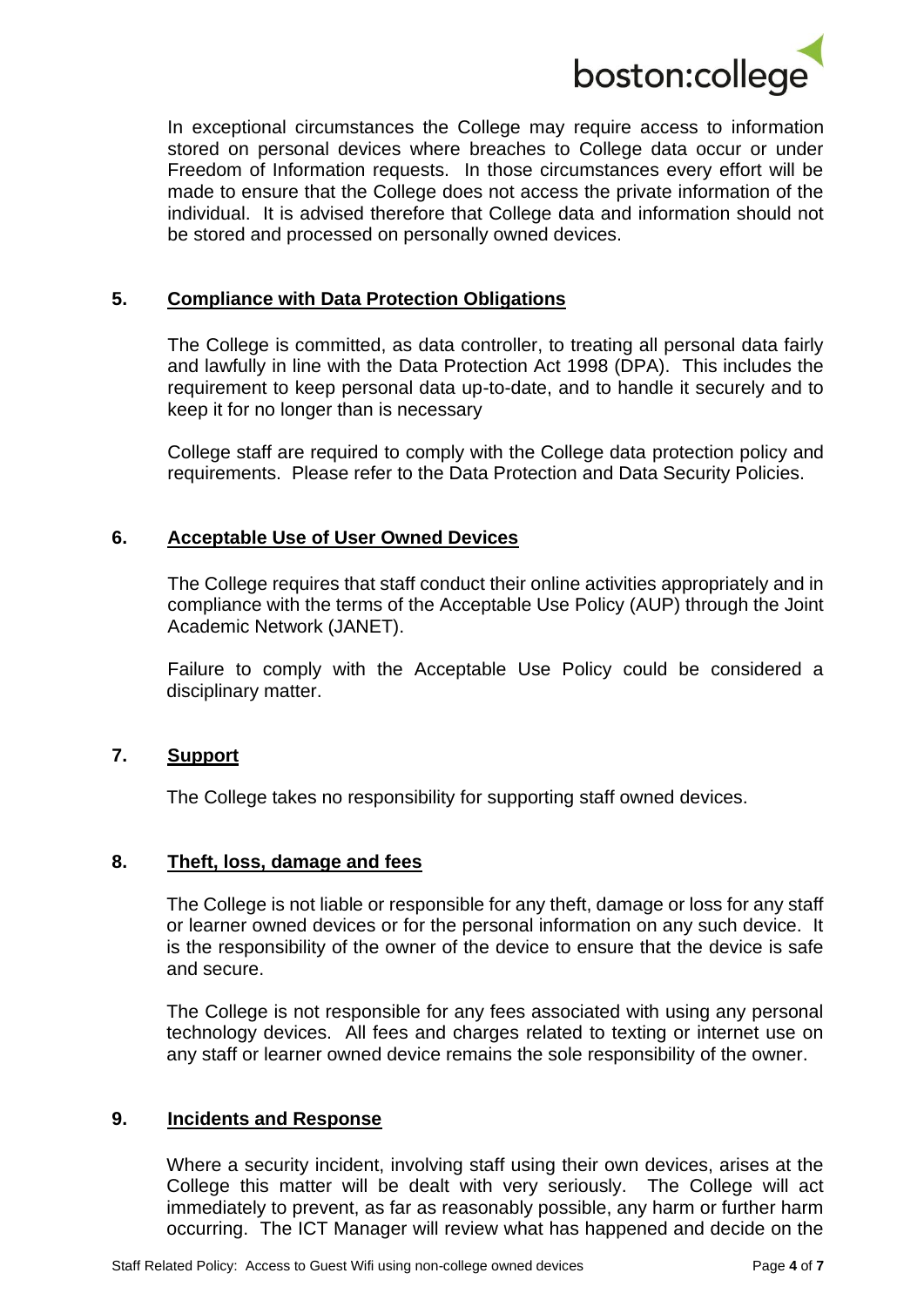In exceptional circumstances the College may require access to information stored on personal devices where breaches to College data occur or under Freedom of Information requests. In those circumstances every effort will be made to ensure that the College does not access the private information of the individual. It is advised therefore that College data and information should not be stored and processed on personally owned devices.

## 5. Compliance with Data Protection Obligations

The College is committed, as data controller, to treating all personal data fairly and lawfully in line with the Data Protection Act 1998 (DPA). This includes the requirement to keep personal data up-to-date, and to handle it securely and to keep it for no longer than is necessary

College staff are required to comply with the College data protection policy and requirements. Please refer to the Data Protection and Data Security Policies.

## 6. Acceptable Use of User Owned Devices

The College requires that staff conduct their online activities appropriately and in compliance with the terms of the Acceptable Use Policy (AUP) through the Joint Academic Network (JANET).

Failure to comply with the Acceptable Use Policy could be considered a disciplinary matter.

## 7. Support

The College takes no responsibility for supporting staff owned devices.

## 8. Theft, loss, damage and fees

The College is not liable or responsible for any theft, damage or loss for any staff or learner owned devices or for the personal information on any such device. It is the responsibility of the owner of the device to ensure that the device is safe and secure.

The College is not responsible for any fees associated with using any personal technology devices. All fees and charges related to texting or internet use on any staff or learner owned device remains the sole responsibility of the owner.

## 9. Incidents and Response

Where a security incident, involving staff using their own devices, arises at the College this matter will be dealt with very seriously. The College will act immediately to prevent, as far as reasonably possible, any harm or further harm occurring. The ICT Manager will review what has happened and decide on the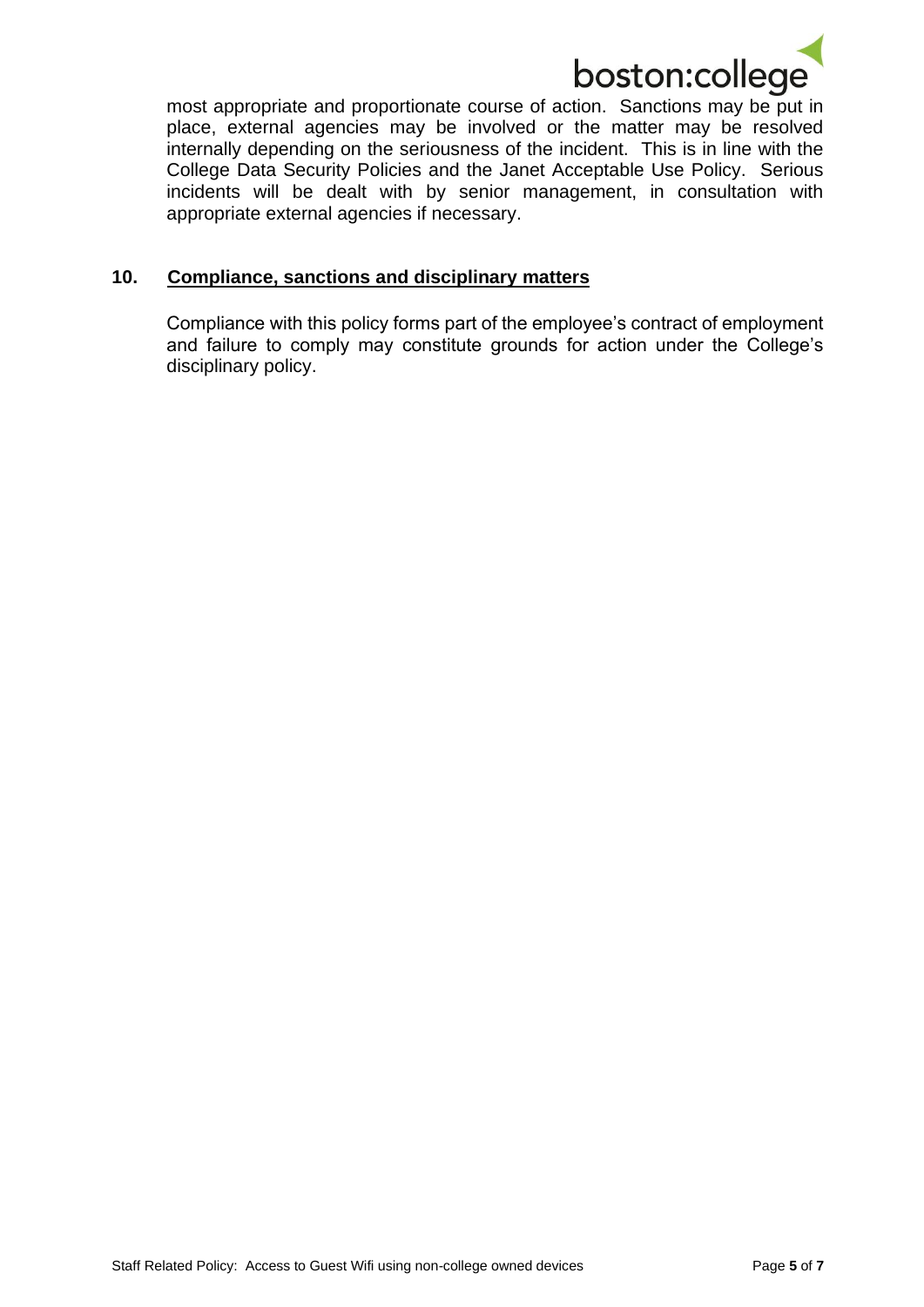most appropriate and proportionate course of action. Sanctions may be put in place, external agencies may be involved or the matter may be resolved internally depending on the seriousness of the incident. This is in line with the College Data Security Policies and the Janet Acceptable Use Policy. Serious incidents will be dealt with by senior management, in consultation with appropriate external agencies if necessary.

## 10. Compliance, sanctions and disciplinary matters

Compliance with this policy forms part of the employee's contract of employment and failure to comply may constitute grounds for action under the College's disciplinary policy.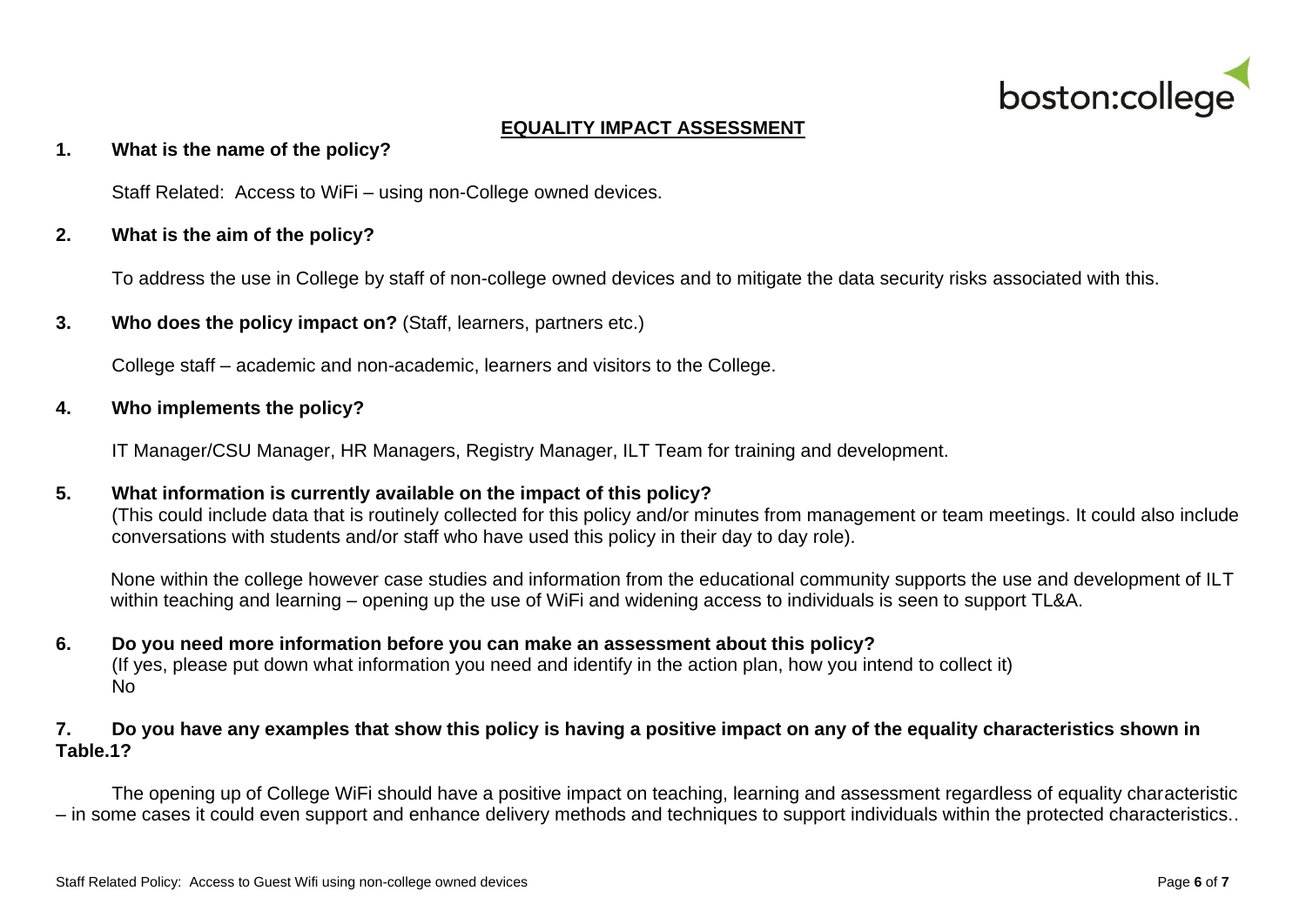## EQUALITY IMPACT ASSESSMENT

**1. What is the name of the policy?**

Staff Related: Access to WiFi – using non-College owned devices.

**2. What is the aim of the policy?**

To address the use in College by staff of non-college owned devices and to mitigate the data security risks associated with this.

**3. Who does the policy impact on?** (Staff, learners, partners etc.)

College staff – academic and non-academic, learners and visitors to the College.

**4. Who implements the policy?**

IT Manager/CSU Manager, HR Managers, Registry Manager, ILT Team for training and development.

**5. What information is currently available on the impact of this policy?**
(This could include data that is routinely collected for this policy and/or minutes from management or team meetings. It could also include conversations with students and/or staff who have used this policy in their day to day role).

None within the college however case studies and information from the educational community supports the use and development of ILT within teaching and learning – opening up the use of WiFi and widening access to individuals is seen to support TL&A.

**6. Do you need more information before you can make an assessment about this policy?**
(If yes, please put down what information you need and identify in the action plan, how you intend to collect it)
No

**7. Do you have any examples that show this policy is having a positive impact on any of the equality characteristics shown in Table.1?**

The opening up of College WiFi should have a positive impact on teaching, learning and assessment regardless of equality characteristic – in some cases it could even support and enhance delivery methods and techniques to support individuals within the protected characteristics..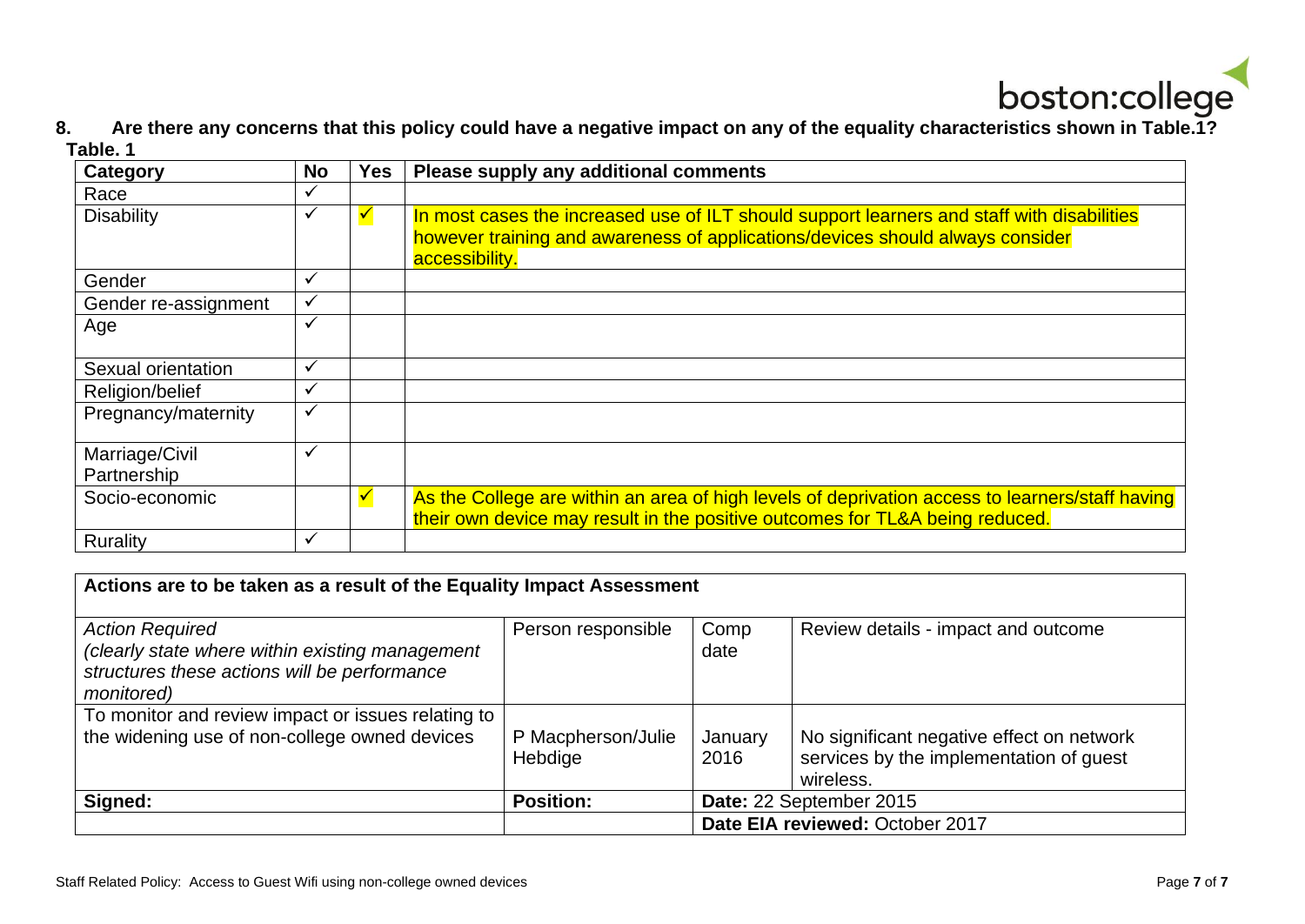8. **Are there any concerns that this policy could have a negative impact on any of the equality characteristics shown in Table.1?**

**Table. 1**

| Category | No | Yes | Please supply any additional comments |
|---|---|---|---|
| Race | ✓ | | |
| Disability | ✓ | ✓ | In most cases the increased use of ILT should support learners and staff with disabilities however training and awareness of applications/devices should always consider accessibility. |
| Gender | ✓ | | |
| Gender re-assignment | ✓ | | |
| Age | ✓ | | |
| Sexual orientation | ✓ | | |
| Religion/belief | ✓ | | |
| Pregnancy/maternity | ✓ | | |
| Marriage/Civil Partnership | ✓ | | |
| Socio-economic | | ✓ | As the College are within an area of high levels of deprivation access to learners/staff having their own device may result in the positive outcomes for TL&A being reduced. |
| Rurality | ✓ | | |

| **Actions are to be taken as a result of the Equality Impact Assessment** | | | |
|---|---|---|---|
| *Action Required (clearly state where within existing management structures these actions will be performance monitored)* | Person responsible | Comp date | Review details - impact and outcome |
| To monitor and review impact or issues relating to the widening use of non-college owned devices | P Macpherson/Julie Hebdige | January 2016 | No significant negative effect on network services by the implementation of guest wireless. |
| **Signed:** | **Position:** | **Date:** 22 September 2015 | |
| | | **Date EIA reviewed:** October 2017 | |